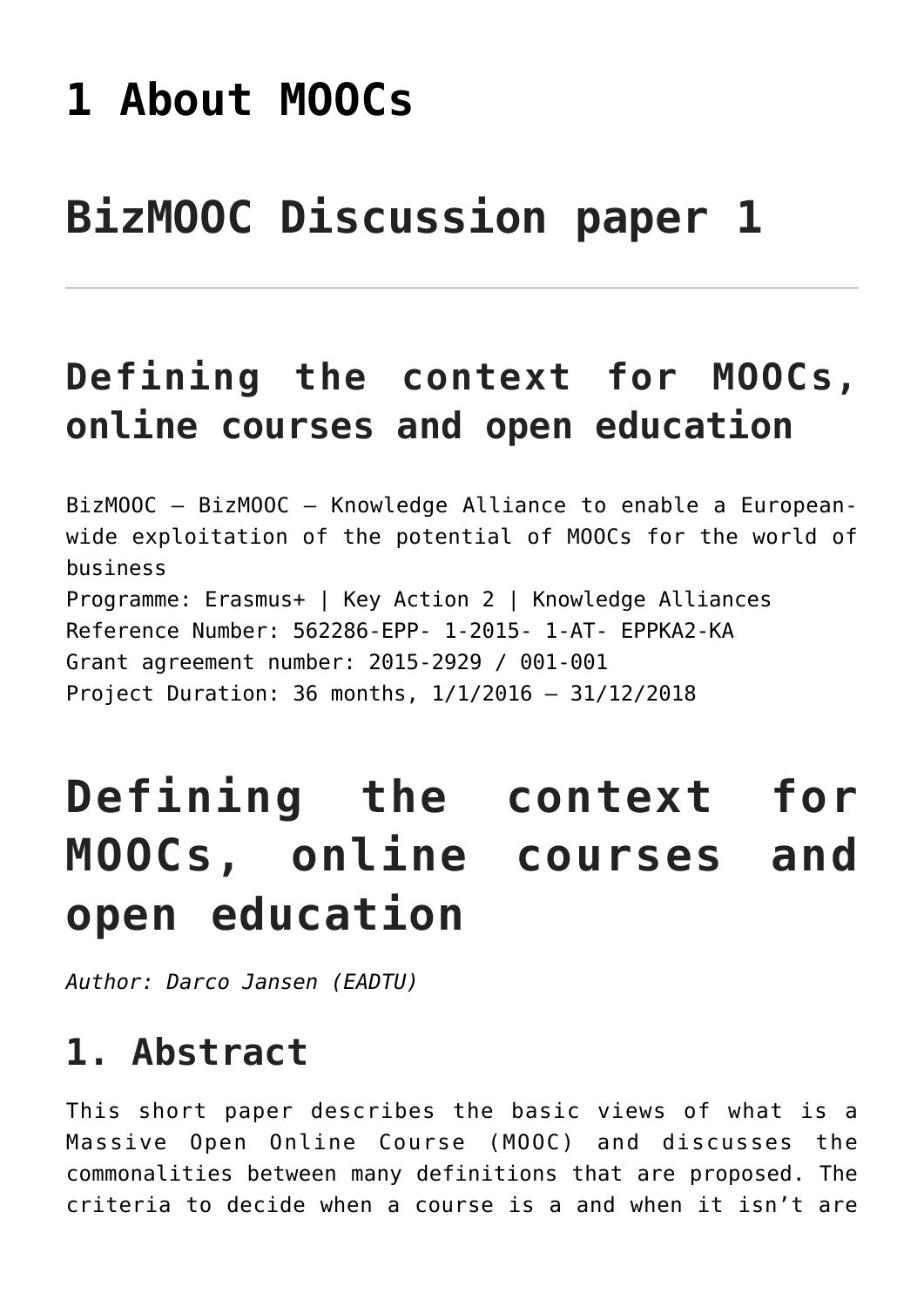# 1 About MOOCs

# BizMOOC Discussion paper 1

---

## Defining the context for MOOCs, online courses and open education

BizMOOC – BizMOOC – Knowledge Alliance to enable a European-wide exploitation of the potential of MOOCs for the world of business
Programme: Erasmus+ | Key Action 2 | Knowledge Alliances
Reference Number: 562286-EPP- 1-2015- 1-AT- EPPKA2-KA
Grant agreement number: 2015-2929 / 001-001
Project Duration: 36 months, 1/1/2016 – 31/12/2018

# Defining the context for MOOCs, online courses and open education

*Author: Darco Jansen (EADTU)*

## 1. Abstract

This short paper describes the basic views of what is a Massive Open Online Course (MOOC) and discusses the commonalities between many definitions that are proposed. The criteria to decide when a course is a and when it isn't are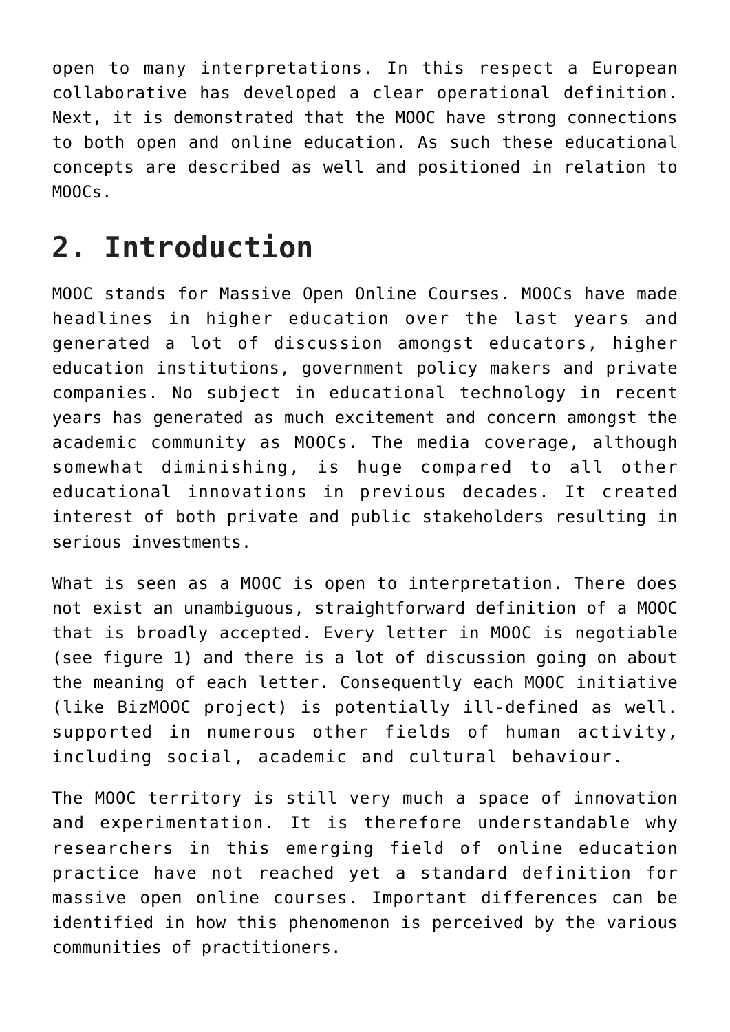open to many interpretations. In this respect a European collaborative has developed a clear operational definition. Next, it is demonstrated that the MOOC have strong connections to both open and online education. As such these educational concepts are described as well and positioned in relation to MOOCs.

## 2. Introduction

MOOC stands for Massive Open Online Courses. MOOCs have made headlines in higher education over the last years and generated a lot of discussion amongst educators, higher education institutions, government policy makers and private companies. No subject in educational technology in recent years has generated as much excitement and concern amongst the academic community as MOOCs. The media coverage, although somewhat diminishing, is huge compared to all other educational innovations in previous decades. It created interest of both private and public stakeholders resulting in serious investments.

What is seen as a MOOC is open to interpretation. There does not exist an unambiguous, straightforward definition of a MOOC that is broadly accepted. Every letter in MOOC is negotiable (see figure 1) and there is a lot of discussion going on about the meaning of each letter. Consequently each MOOC initiative (like BizMOOC project) is potentially ill-defined as well. supported in numerous other fields of human activity, including social, academic and cultural behaviour.

The MOOC territory is still very much a space of innovation and experimentation. It is therefore understandable why researchers in this emerging field of online education practice have not reached yet a standard definition for massive open online courses. Important differences can be identified in how this phenomenon is perceived by the various communities of practitioners.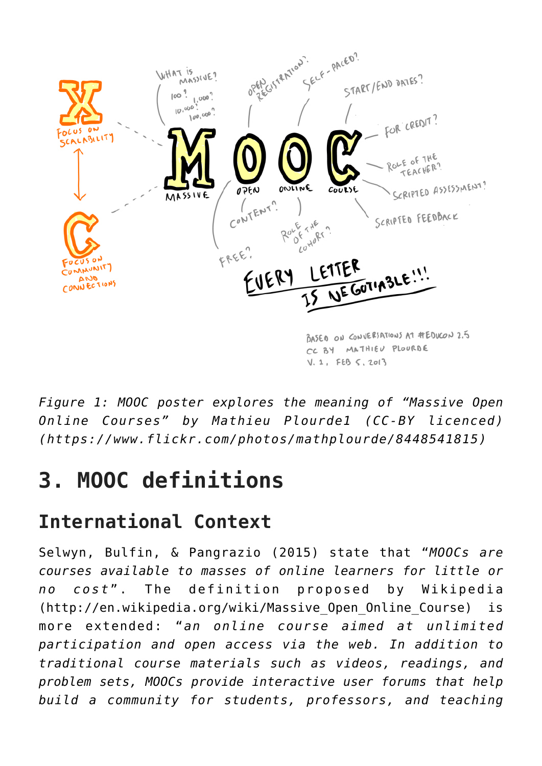*Figure 1: MOOC poster explores the meaning of "Massive Open Online Courses" by Mathieu Plourde1 (CC-BY licenced) (https://www.flickr.com/photos/mathplourde/8448541815)*

# 3. MOOC definitions

## International Context

Selwyn, Bulfin, & Pangrazio (2015) state that "*MOOCs are courses available to masses of online learners for little or no cost*". The definition proposed by Wikipedia (http://en.wikipedia.org/wiki/Massive_Open_Online_Course) is more extended: "*an online course aimed at unlimited participation and open access via the web. In addition to traditional course materials such as videos, readings, and problem sets, MOOCs provide interactive user forums that help build a community for students, professors, and teaching*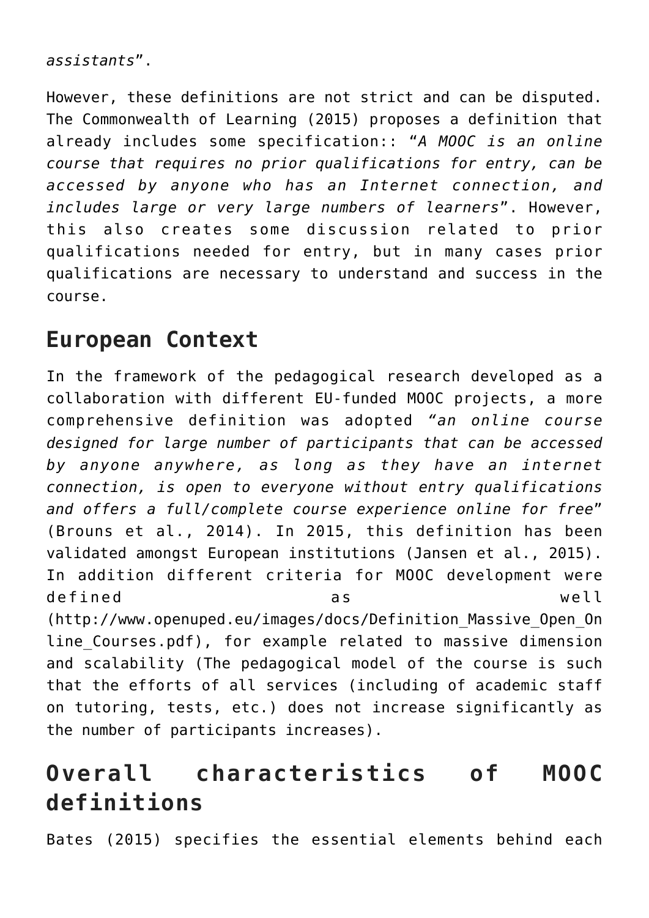*assistants*".

However, these definitions are not strict and can be disputed. The Commonwealth of Learning (2015) proposes a definition that already includes some specification:: "*A MOOC is an online course that requires no prior qualifications for entry, can be accessed by anyone who has an Internet connection, and includes large or very large numbers of learners*". However, this also creates some discussion related to prior qualifications needed for entry, but in many cases prior qualifications are necessary to understand and success in the course.

## European Context

In the framework of the pedagogical research developed as a collaboration with different EU-funded MOOC projects, a more comprehensive definition was adopted *"an online course designed for large number of participants that can be accessed by anyone anywhere, as long as they have an internet connection, is open to everyone without entry qualifications and offers a full/complete course experience online for free*" (Brouns et al., 2014). In 2015, this definition has been validated amongst European institutions (Jansen et al., 2015). In addition different criteria for MOOC development were defined as well (http://www.openuped.eu/images/docs/Definition_Massive_Open_Online_Courses.pdf), for example related to massive dimension and scalability (The pedagogical model of the course is such that the efforts of all services (including of academic staff on tutoring, tests, etc.) does not increase significantly as the number of participants increases).

## Overall characteristics of MOOC definitions

Bates (2015) specifies the essential elements behind each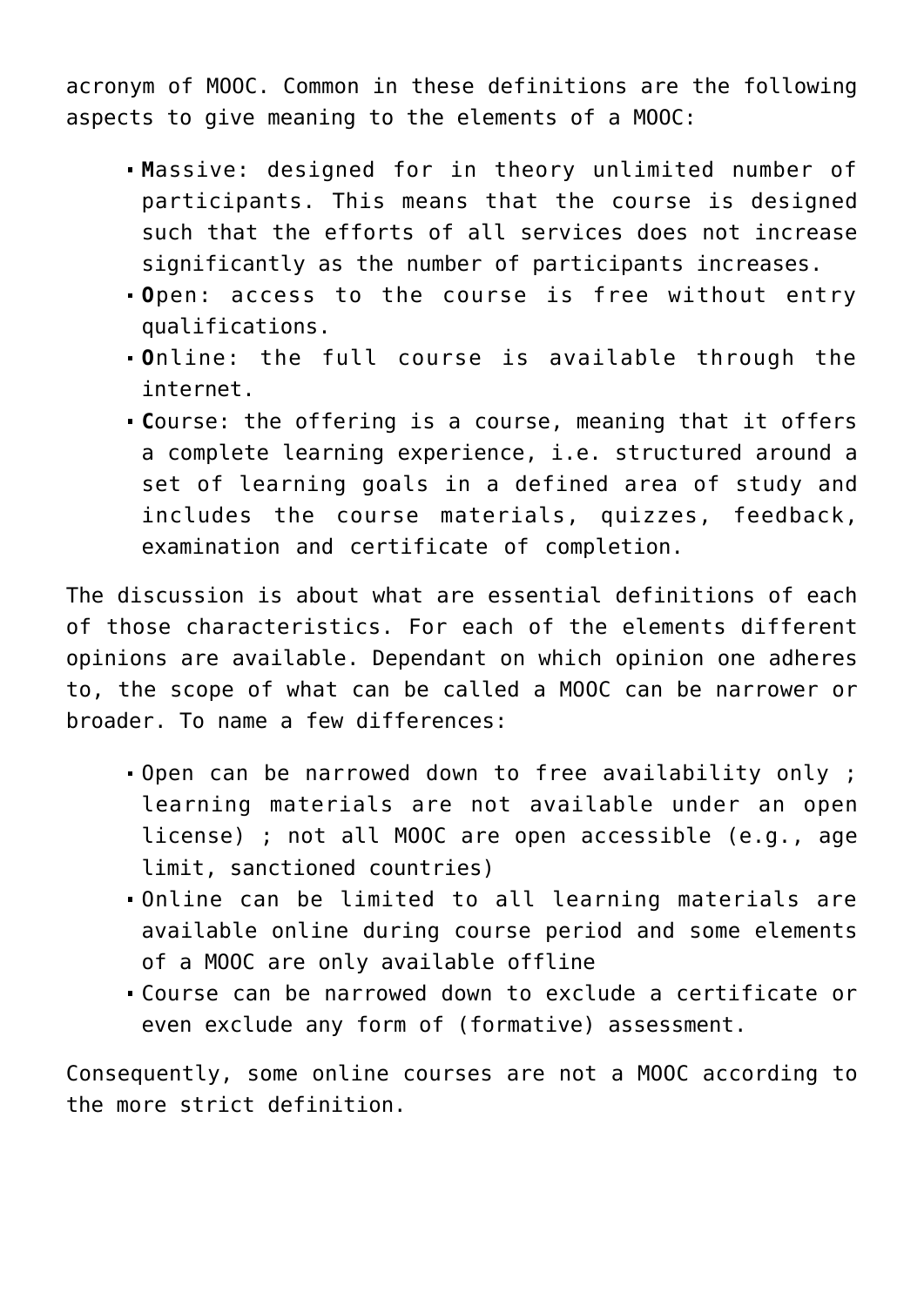acronym of MOOC. Common in these definitions are the following aspects to give meaning to the elements of a MOOC:

- **M**assive: designed for in theory unlimited number of participants. This means that the course is designed such that the efforts of all services does not increase significantly as the number of participants increases.
- **O**pen: access to the course is free without entry qualifications.
- **O**nline: the full course is available through the internet.
- **C**ourse: the offering is a course, meaning that it offers a complete learning experience, i.e. structured around a set of learning goals in a defined area of study and includes the course materials, quizzes, feedback, examination and certificate of completion.

The discussion is about what are essential definitions of each of those characteristics. For each of the elements different opinions are available. Dependant on which opinion one adheres to, the scope of what can be called a MOOC can be narrower or broader. To name a few differences:

- Open can be narrowed down to free availability only ; learning materials are not available under an open license) ; not all MOOC are open accessible (e.g., age limit, sanctioned countries)
- Online can be limited to all learning materials are available online during course period and some elements of a MOOC are only available offline
- Course can be narrowed down to exclude a certificate or even exclude any form of (formative) assessment.

Consequently, some online courses are not a MOOC according to the more strict definition.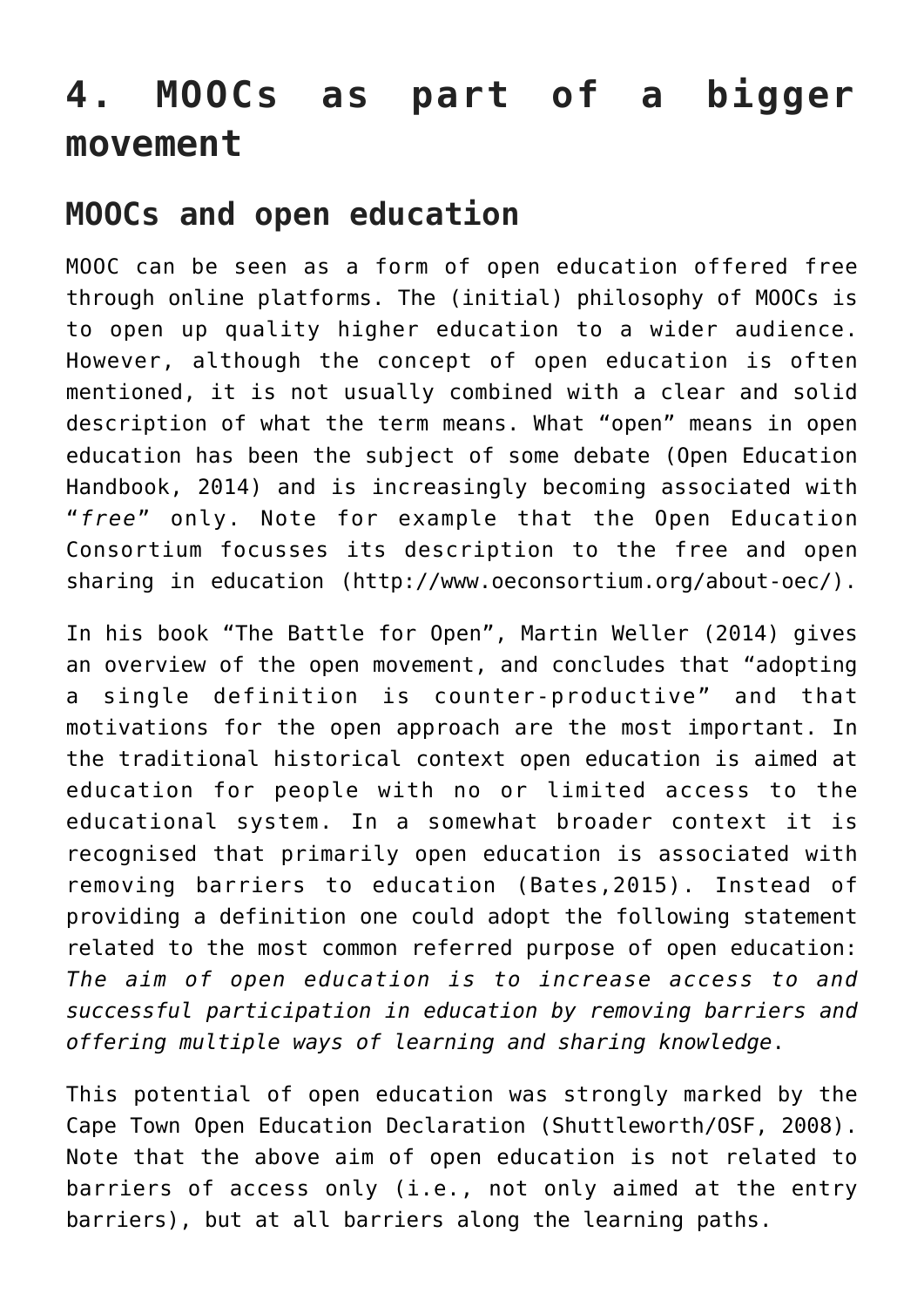# 4. MOOCs as part of a bigger movement

## MOOCs and open education

MOOC can be seen as a form of open education offered free through online platforms. The (initial) philosophy of MOOCs is to open up quality higher education to a wider audience. However, although the concept of open education is often mentioned, it is not usually combined with a clear and solid description of what the term means. What "open" means in open education has been the subject of some debate (Open Education Handbook, 2014) and is increasingly becoming associated with "*free*" only. Note for example that the Open Education Consortium focusses its description to the free and open sharing in education (http://www.oeconsortium.org/about-oec/).

In his book "The Battle for Open", Martin Weller (2014) gives an overview of the open movement, and concludes that "adopting a single definition is counter-productive" and that motivations for the open approach are the most important. In the traditional historical context open education is aimed at education for people with no or limited access to the educational system. In a somewhat broader context it is recognised that primarily open education is associated with removing barriers to education (Bates,2015). Instead of providing a definition one could adopt the following statement related to the most common referred purpose of open education: *The aim of open education is to increase access to and successful participation in education by removing barriers and offering multiple ways of learning and sharing knowledge*.

This potential of open education was strongly marked by the Cape Town Open Education Declaration (Shuttleworth/OSF, 2008). Note that the above aim of open education is not related to barriers of access only (i.e., not only aimed at the entry barriers), but at all barriers along the learning paths.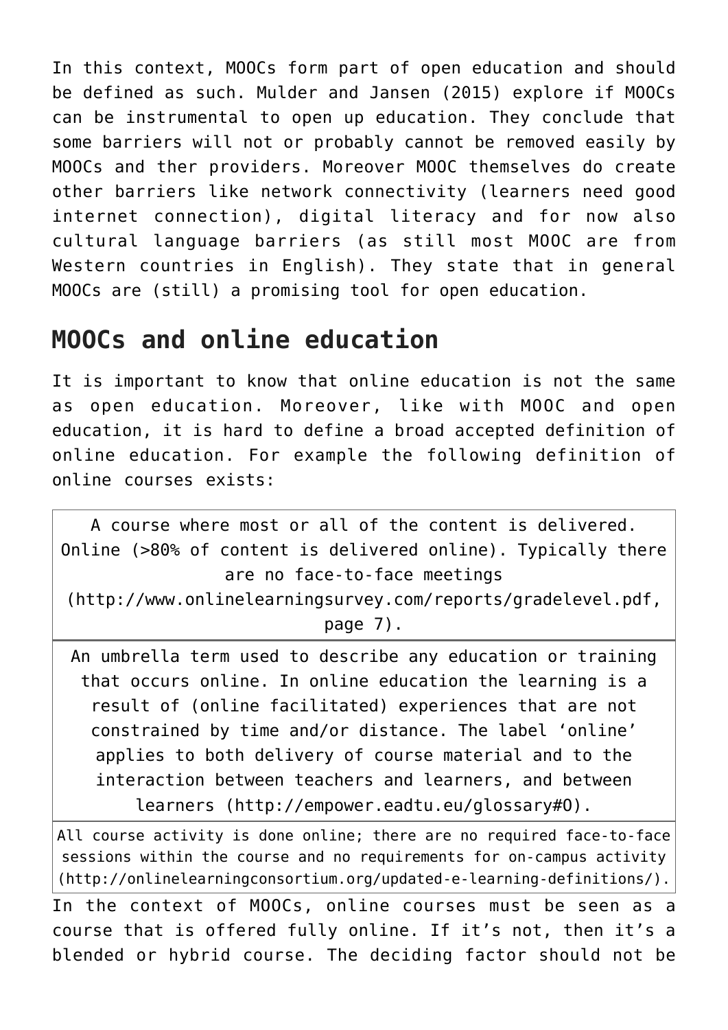In this context, MOOCs form part of open education and should be defined as such. Mulder and Jansen (2015) explore if MOOCs can be instrumental to open up education. They conclude that some barriers will not or probably cannot be removed easily by MOOCs and ther providers. Moreover MOOC themselves do create other barriers like network connectivity (learners need good internet connection), digital literacy and for now also cultural language barriers (as still most MOOC are from Western countries in English). They state that in general MOOCs are (still) a promising tool for open education.

## MOOCs and online education

It is important to know that online education is not the same as open education. Moreover, like with MOOC and open education, it is hard to define a broad accepted definition of online education. For example the following definition of online courses exists:

| |
|---|
| A course where most or all of the content is delivered. Online (>80% of content is delivered online). Typically there are no face-to-face meetings (http://www.onlinelearningsurvey.com/reports/gradelevel.pdf, page 7). |
| An umbrella term used to describe any education or training that occurs online. In online education the learning is a result of (online facilitated) experiences that are not constrained by time and/or distance. The label ‘online’ applies to both delivery of course material and to the interaction between teachers and learners, and between learners (http://empower.eadtu.eu/glossary#O). |
| All course activity is done online; there are no required face-to-face sessions within the course and no requirements for on-campus activity (http://onlinelearningconsortium.org/updated-e-learning-definitions/). |

In the context of MOOCs, online courses must be seen as a course that is offered fully online. If it’s not, then it’s a blended or hybrid course. The deciding factor should not be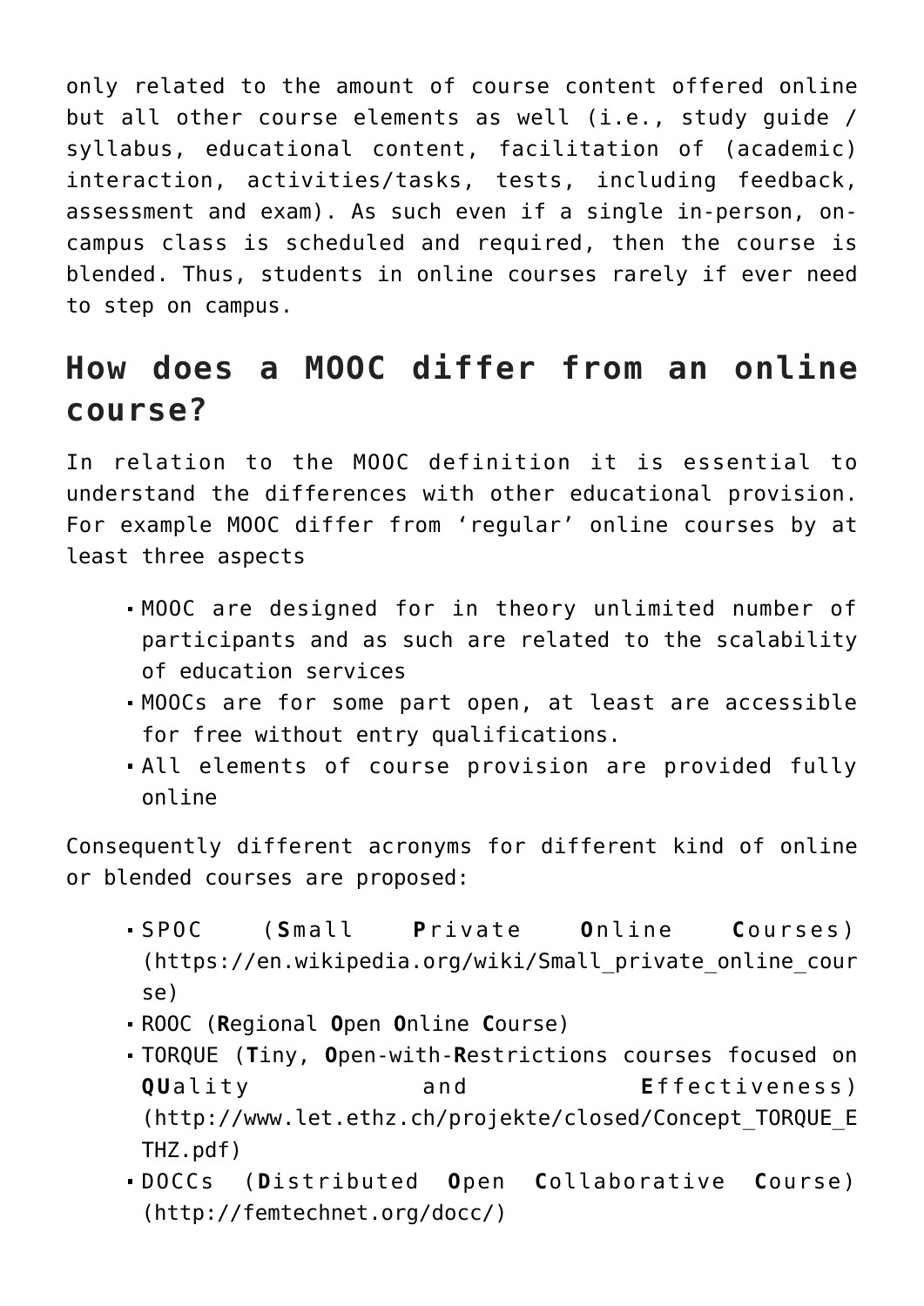only related to the amount of course content offered online but all other course elements as well (i.e., study guide / syllabus, educational content, facilitation of (academic) interaction, activities/tasks, tests, including feedback, assessment and exam). As such even if a single in-person, on-campus class is scheduled and required, then the course is blended. Thus, students in online courses rarely if ever need to step on campus.

## How does a MOOC differ from an online course?

In relation to the MOOC definition it is essential to understand the differences with other educational provision. For example MOOC differ from 'regular' online courses by at least three aspects

- MOOC are designed for in theory unlimited number of participants and as such are related to the scalability of education services
- MOOCs are for some part open, at least are accessible for free without entry qualifications.
- All elements of course provision are provided fully online

Consequently different acronyms for different kind of online or blended courses are proposed:

- SPOC (**S**mall **P**rivate **O**nline **C**ourses) (https://en.wikipedia.org/wiki/Small_private_online_course)
- ROOC (**R**egional **O**pen **O**nline **C**ourse)
- TORQUE (**T**iny, **O**pen-with-**R**estrictions courses focused on **QU**ality and **E**ffectiveness) (http://www.let.ethz.ch/projekte/closed/Concept_TORQUE_ETHZ.pdf)
- DOCCs (**D**istributed **O**pen **C**ollaborative **C**ourse) (http://femtechnet.org/docc/)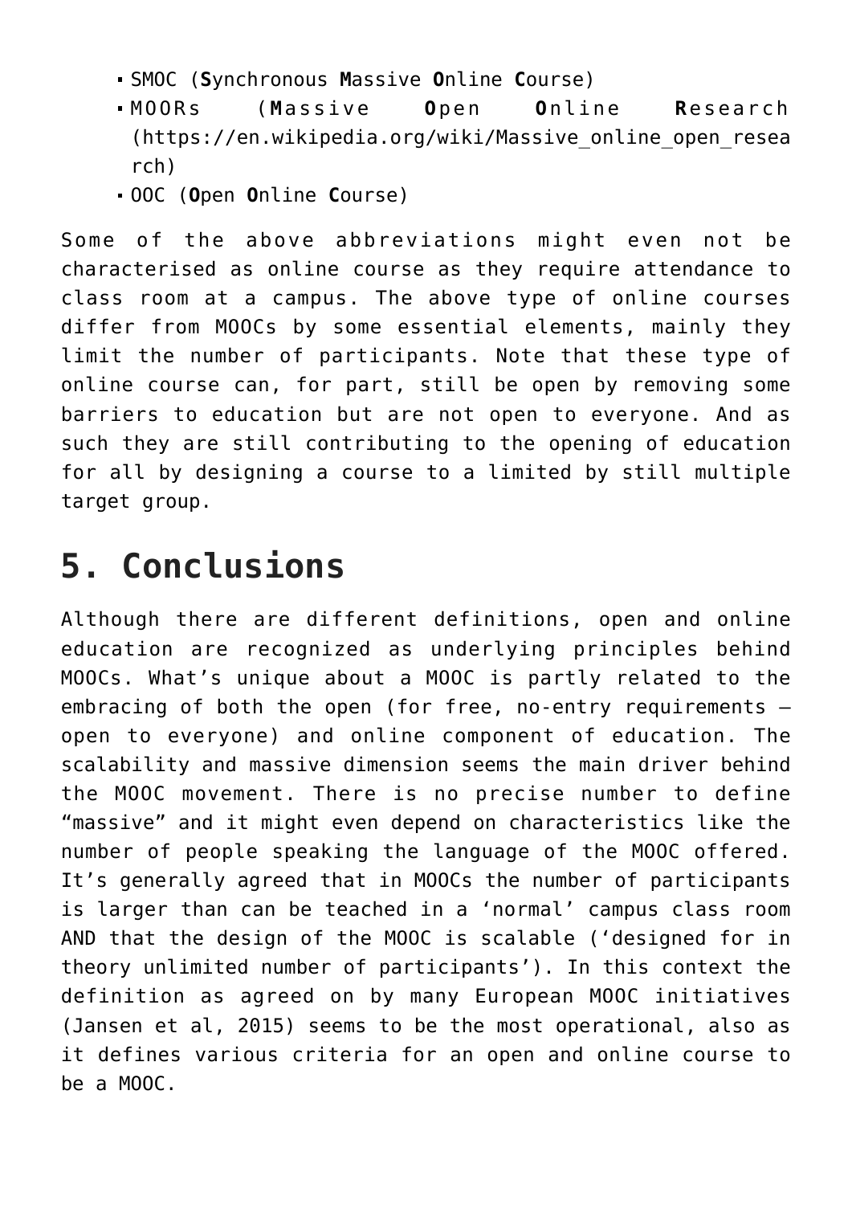- SMOC (**S**ynchronous **M**assive **O**nline **C**ourse)
- MOORs (**M**assive **O**pen **O**nline **R**esearch (https://en.wikipedia.org/wiki/Massive_online_open_research)
- OOC (**O**pen **O**nline **C**ourse)

Some of the above abbreviations might even not be characterised as online course as they require attendance to class room at a campus. The above type of online courses differ from MOOCs by some essential elements, mainly they limit the number of participants. Note that these type of online course can, for part, still be open by removing some barriers to education but are not open to everyone. And as such they are still contributing to the opening of education for all by designing a course to a limited by still multiple target group.

# 5. Conclusions

Although there are different definitions, open and online education are recognized as underlying principles behind MOOCs. What's unique about a MOOC is partly related to the embracing of both the open (for free, no-entry requirements – open to everyone) and online component of education. The scalability and massive dimension seems the main driver behind the MOOC movement. There is no precise number to define "massive" and it might even depend on characteristics like the number of people speaking the language of the MOOC offered. It's generally agreed that in MOOCs the number of participants is larger than can be teached in a 'normal' campus class room AND that the design of the MOOC is scalable ('designed for in theory unlimited number of participants'). In this context the definition as agreed on by many European MOOC initiatives (Jansen et al, 2015) seems to be the most operational, also as it defines various criteria for an open and online course to be a MOOC.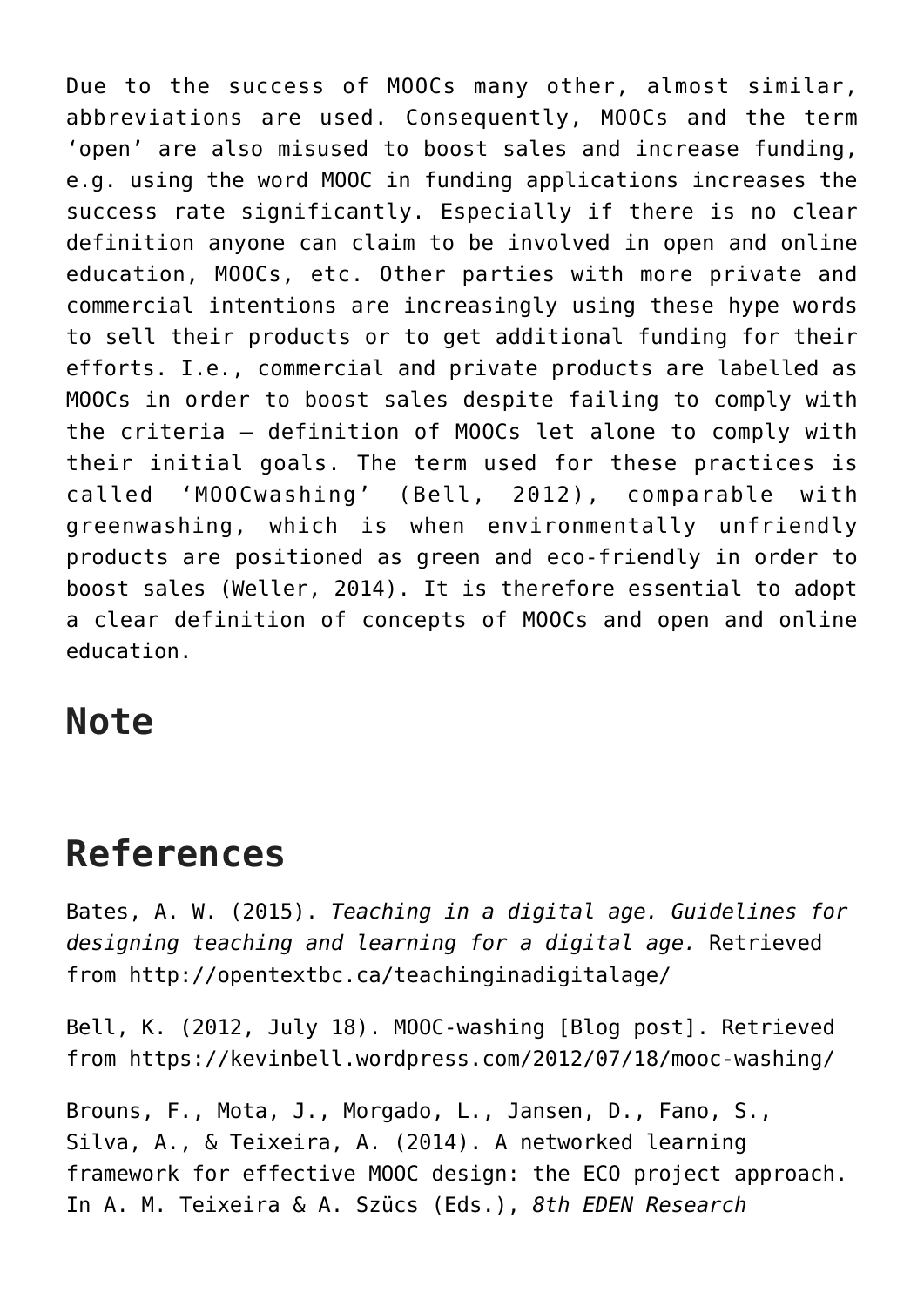Due to the success of MOOCs many other, almost similar, abbreviations are used. Consequently, MOOCs and the term ‘open’ are also misused to boost sales and increase funding, e.g. using the word MOOC in funding applications increases the success rate significantly. Especially if there is no clear definition anyone can claim to be involved in open and online education, MOOCs, etc. Other parties with more private and commercial intentions are increasingly using these hype words to sell their products or to get additional funding for their efforts. I.e., commercial and private products are labelled as MOOCs in order to boost sales despite failing to comply with the criteria – definition of MOOCs let alone to comply with their initial goals. The term used for these practices is called ‘MOOCwashing’ (Bell, 2012), comparable with greenwashing, which is when environmentally unfriendly products are positioned as green and eco-friendly in order to boost sales (Weller, 2014). It is therefore essential to adopt a clear definition of concepts of MOOCs and open and online education.

## Note

## References

Bates, A. W. (2015). *Teaching in a digital age. Guidelines for designing teaching and learning for a digital age.* Retrieved from http://opentextbc.ca/teachinginadigitalage/

Bell, K. (2012, July 18). MOOC-washing [Blog post]. Retrieved from https://kevinbell.wordpress.com/2012/07/18/mooc-washing/

Brouns, F., Mota, J., Morgado, L., Jansen, D., Fano, S., Silva, A., & Teixeira, A. (2014). A networked learning framework for effective MOOC design: the ECO project approach. In A. M. Teixeira & A. Szücs (Eds.), *8th EDEN Research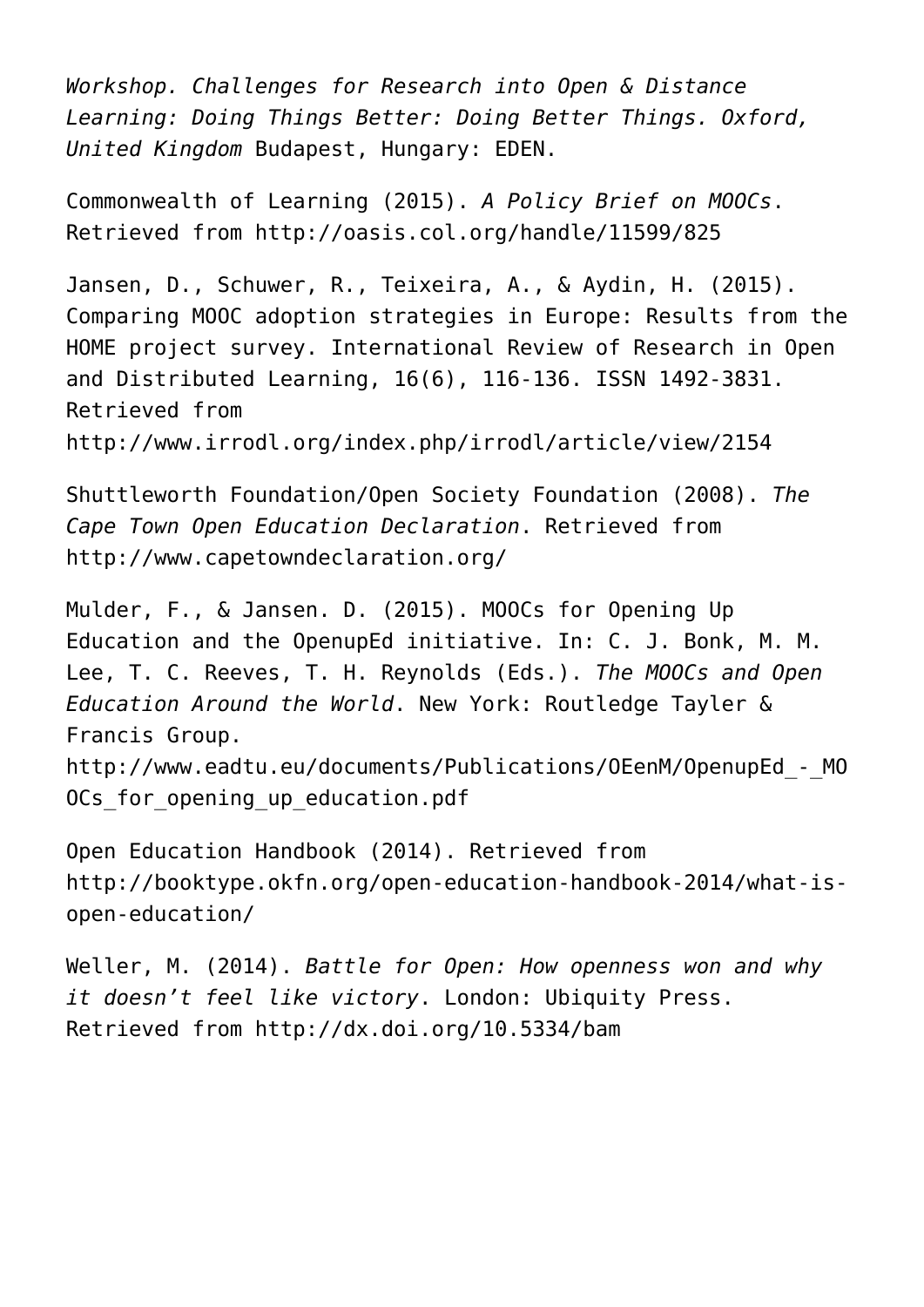*Workshop. Challenges for Research into Open & Distance Learning: Doing Things Better: Doing Better Things. Oxford, United Kingdom* Budapest, Hungary: EDEN.

Commonwealth of Learning (2015). *A Policy Brief on MOOCs*. Retrieved from http://oasis.col.org/handle/11599/825

Jansen, D., Schuwer, R., Teixeira, A., & Aydin, H. (2015). Comparing MOOC adoption strategies in Europe: Results from the HOME project survey. International Review of Research in Open and Distributed Learning, 16(6), 116-136. ISSN 1492-3831. Retrieved from http://www.irrodl.org/index.php/irrodl/article/view/2154

Shuttleworth Foundation/Open Society Foundation (2008). *The Cape Town Open Education Declaration*. Retrieved from http://www.capetowndeclaration.org/

Mulder, F., & Jansen. D. (2015). MOOCs for Opening Up Education and the OpenupEd initiative. In: C. J. Bonk, M. M. Lee, T. C. Reeves, T. H. Reynolds (Eds.). *The MOOCs and Open Education Around the World*. New York: Routledge Tayler & Francis Group. http://www.eadtu.eu/documents/Publications/OEenM/OpenupEd_-_MOOCs_for_opening_up_education.pdf

Open Education Handbook (2014). Retrieved from http://booktype.okfn.org/open-education-handbook-2014/what-is-open-education/

Weller, M. (2014). *Battle for Open: How openness won and why it doesn't feel like victory*. London: Ubiquity Press. Retrieved from http://dx.doi.org/10.5334/bam